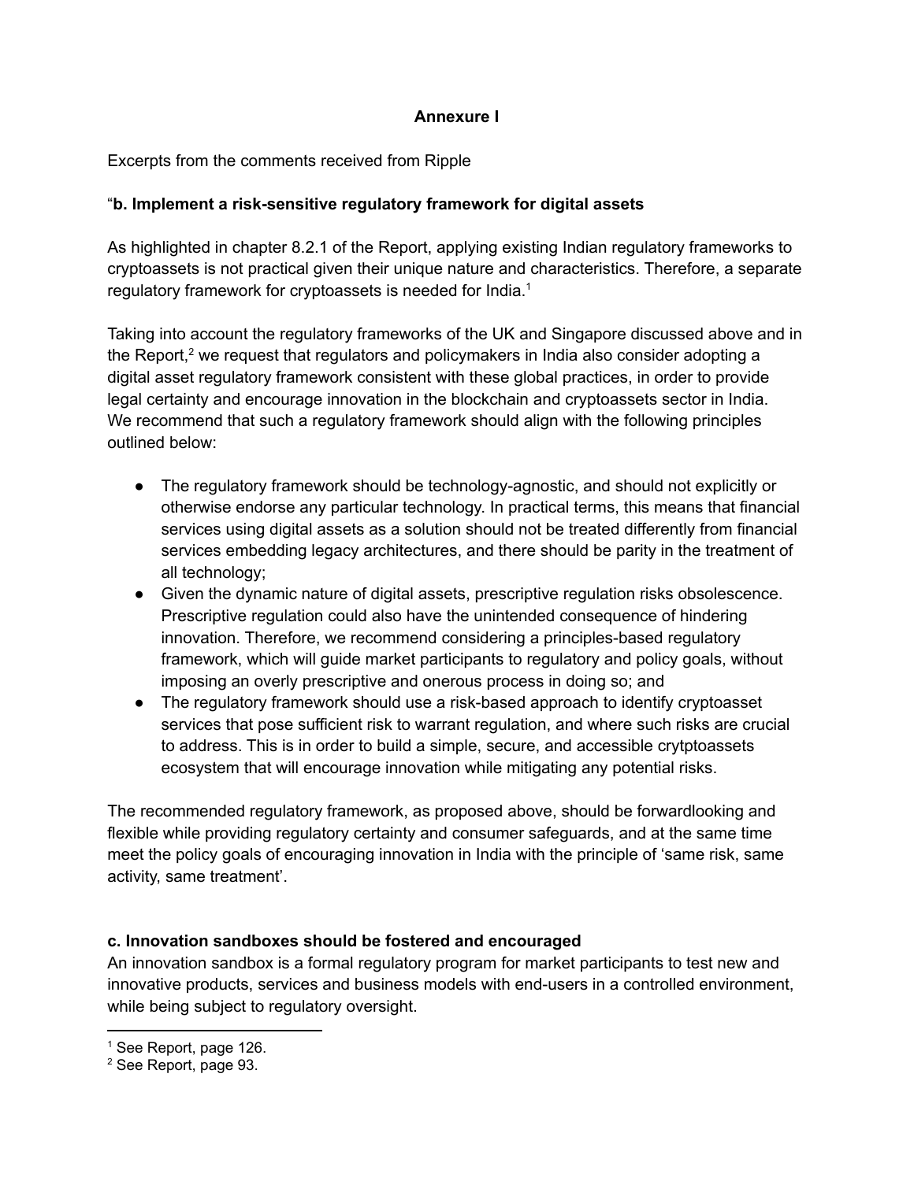**Annexure I**

Excerpts from the comments received from Ripple

“**b. Implement a risk-sensitive regulatory framework for digital assets**

As highlighted in chapter 8.2.1 of the Report, applying existing Indian regulatory frameworks to cryptoassets is not practical given their unique nature and characteristics. Therefore, a separate regulatory framework for cryptoassets is needed for India.[1]

Taking into account the regulatory frameworks of the UK and Singapore discussed above and in the Report,[2] we request that regulators and policymakers in India also consider adopting a digital asset regulatory framework consistent with these global practices, in order to provide legal certainty and encourage innovation in the blockchain and cryptoassets sector in India. We recommend that such a regulatory framework should align with the following principles outlined below:

- The regulatory framework should be technology-agnostic, and should not explicitly or otherwise endorse any particular technology. In practical terms, this means that financial services using digital assets as a solution should not be treated differently from financial services embedding legacy architectures, and there should be parity in the treatment of all technology;
- Given the dynamic nature of digital assets, prescriptive regulation risks obsolescence. Prescriptive regulation could also have the unintended consequence of hindering innovation. Therefore, we recommend considering a principles-based regulatory framework, which will guide market participants to regulatory and policy goals, without imposing an overly prescriptive and onerous process in doing so; and
- The regulatory framework should use a risk-based approach to identify cryptoasset services that pose sufficient risk to warrant regulation, and where such risks are crucial to address. This is in order to build a simple, secure, and accessible crytptoassets ecosystem that will encourage innovation while mitigating any potential risks.

The recommended regulatory framework, as proposed above, should be forwardlooking and flexible while providing regulatory certainty and consumer safeguards, and at the same time meet the policy goals of encouraging innovation in India with the principle of ‘same risk, same activity, same treatment’.

**c. Innovation sandboxes should be fostered and encouraged**

An innovation sandbox is a formal regulatory program for market participants to test new and innovative products, services and business models with end-users in a controlled environment, while being subject to regulatory oversight.

---

[1] See Report, page 126.

[2] See Report, page 93.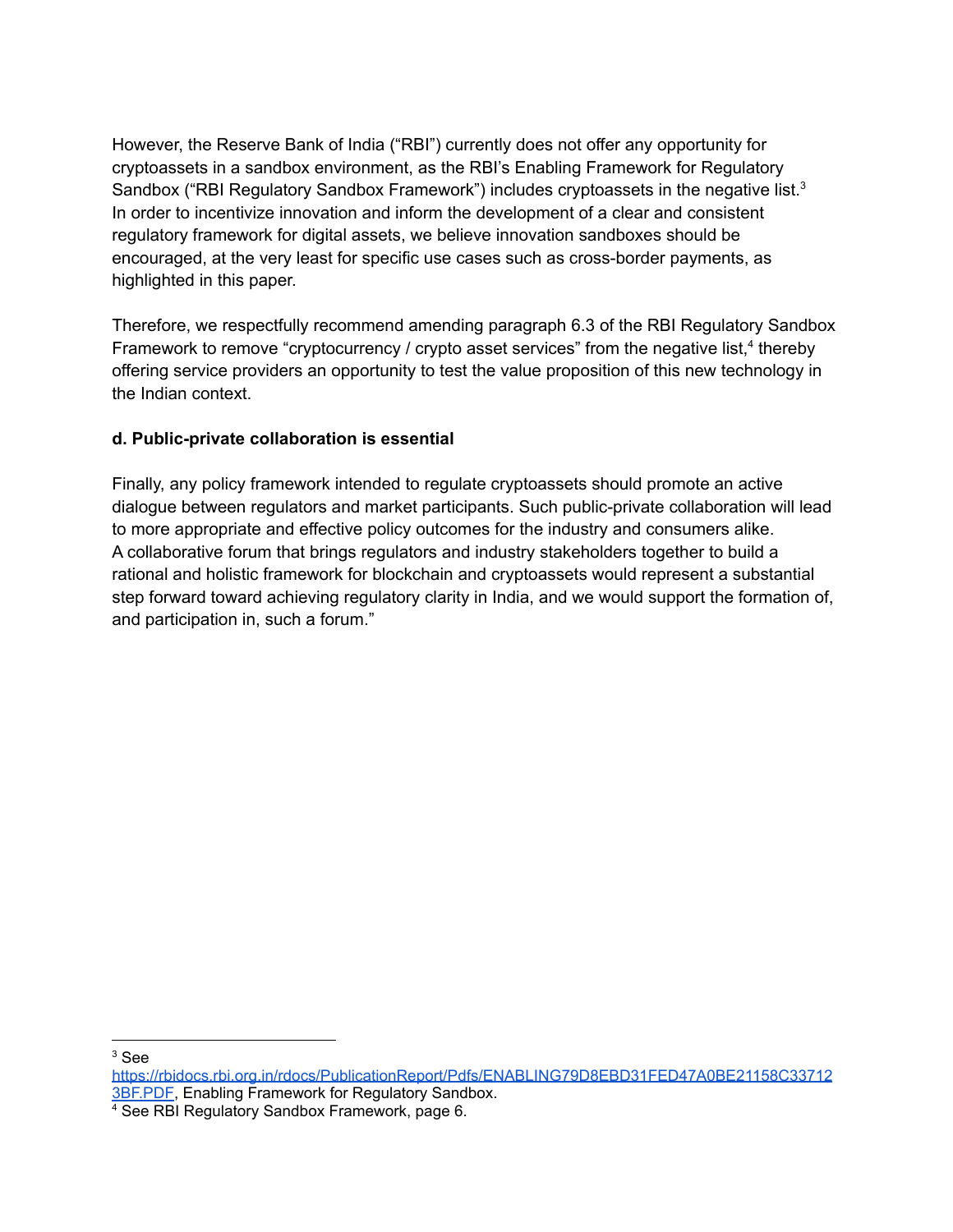However, the Reserve Bank of India ("RBI") currently does not offer any opportunity for cryptoassets in a sandbox environment, as the RBI's Enabling Framework for Regulatory Sandbox ("RBI Regulatory Sandbox Framework") includes cryptoassets in the negative list.[3] In order to incentivize innovation and inform the development of a clear and consistent regulatory framework for digital assets, we believe innovation sandboxes should be encouraged, at the very least for specific use cases such as cross-border payments, as highlighted in this paper.

Therefore, we respectfully recommend amending paragraph 6.3 of the RBI Regulatory Sandbox Framework to remove "cryptocurrency / crypto asset services" from the negative list,[4] thereby offering service providers an opportunity to test the value proposition of this new technology in the Indian context.

**d. Public-private collaboration is essential**

Finally, any policy framework intended to regulate cryptoassets should promote an active dialogue between regulators and market participants. Such public-private collaboration will lead to more appropriate and effective policy outcomes for the industry and consumers alike. A collaborative forum that brings regulators and industry stakeholders together to build a rational and holistic framework for blockchain and cryptoassets would represent a substantial step forward toward achieving regulatory clarity in India, and we would support the formation of, and participation in, such a forum."

---

[3] See https://rbidocs.rbi.org.in/rdocs/PublicationReport/Pdfs/ENABLING79D8EBD31FED47A0BE21158C337123BF.PDF, Enabling Framework for Regulatory Sandbox.

[4] See RBI Regulatory Sandbox Framework, page 6.